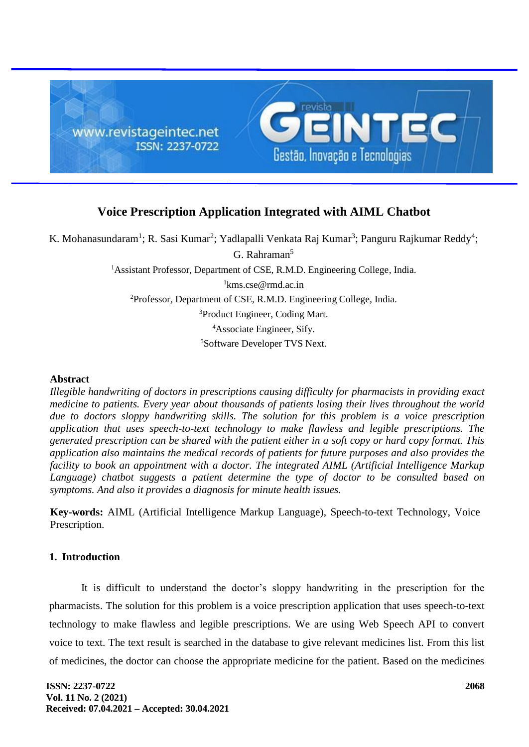# Voice Prescription Application Integrated with AIML Chatbot

K. Mohanasundaram[1]; R. Sasi Kumar[2]; Yadlapalli Venkata Raj Kumar[3]; Panguru Rajkumar Reddy[4]; G. Rahraman[5]

[1]Assistant Professor, Department of CSE, R.M.D. Engineering College, India.
[1]kms.cse@rmd.ac.in
[2]Professor, Department of CSE, R.M.D. Engineering College, India.
[3]Product Engineer, Coding Mart.
[4]Associate Engineer, Sify.
[5]Software Developer TVS Next.

## Abstract

*Illegible handwriting of doctors in prescriptions causing difficulty for pharmacists in providing exact medicine to patients. Every year about thousands of patients losing their lives throughout the world due to doctors sloppy handwriting skills. The solution for this problem is a voice prescription application that uses speech-to-text technology to make flawless and legible prescriptions. The generated prescription can be shared with the patient either in a soft copy or hard copy format. This application also maintains the medical records of patients for future purposes and also provides the facility to book an appointment with a doctor. The integrated AIML (Artificial Intelligence Markup Language) chatbot suggests a patient determine the type of doctor to be consulted based on symptoms. And also it provides a diagnosis for minute health issues.*

**Key-words:** AIML (Artificial Intelligence Markup Language), Speech-to-text Technology, Voice Prescription.

## 1. Introduction

It is difficult to understand the doctor's sloppy handwriting in the prescription for the pharmacists. The solution for this problem is a voice prescription application that uses speech-to-text technology to make flawless and legible prescriptions. We are using Web Speech API to convert voice to text. The text result is searched in the database to give relevant medicines list. From this list of medicines, the doctor can choose the appropriate medicine for the patient. Based on the medicines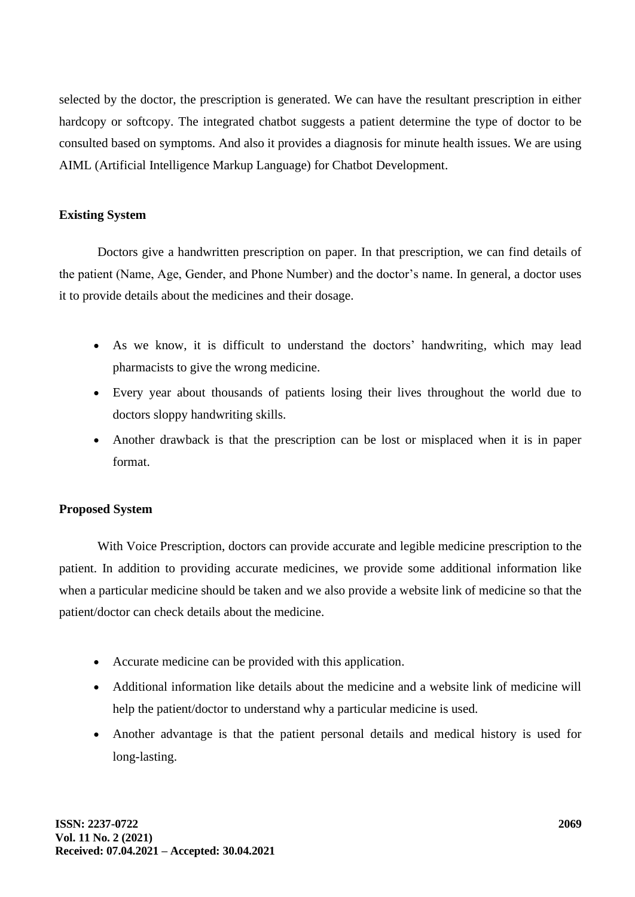selected by the doctor, the prescription is generated. We can have the resultant prescription in either hardcopy or softcopy. The integrated chatbot suggests a patient determine the type of doctor to be consulted based on symptoms. And also it provides a diagnosis for minute health issues. We are using AIML (Artificial Intelligence Markup Language) for Chatbot Development.

## Existing System

Doctors give a handwritten prescription on paper. In that prescription, we can find details of the patient (Name, Age, Gender, and Phone Number) and the doctor's name. In general, a doctor uses it to provide details about the medicines and their dosage.

- As we know, it is difficult to understand the doctors' handwriting, which may lead pharmacists to give the wrong medicine.
- Every year about thousands of patients losing their lives throughout the world due to doctors sloppy handwriting skills.
- Another drawback is that the prescription can be lost or misplaced when it is in paper format.

## Proposed System

With Voice Prescription, doctors can provide accurate and legible medicine prescription to the patient. In addition to providing accurate medicines, we provide some additional information like when a particular medicine should be taken and we also provide a website link of medicine so that the patient/doctor can check details about the medicine.

- Accurate medicine can be provided with this application.
- Additional information like details about the medicine and a website link of medicine will help the patient/doctor to understand why a particular medicine is used.
- Another advantage is that the patient personal details and medical history is used for long-lasting.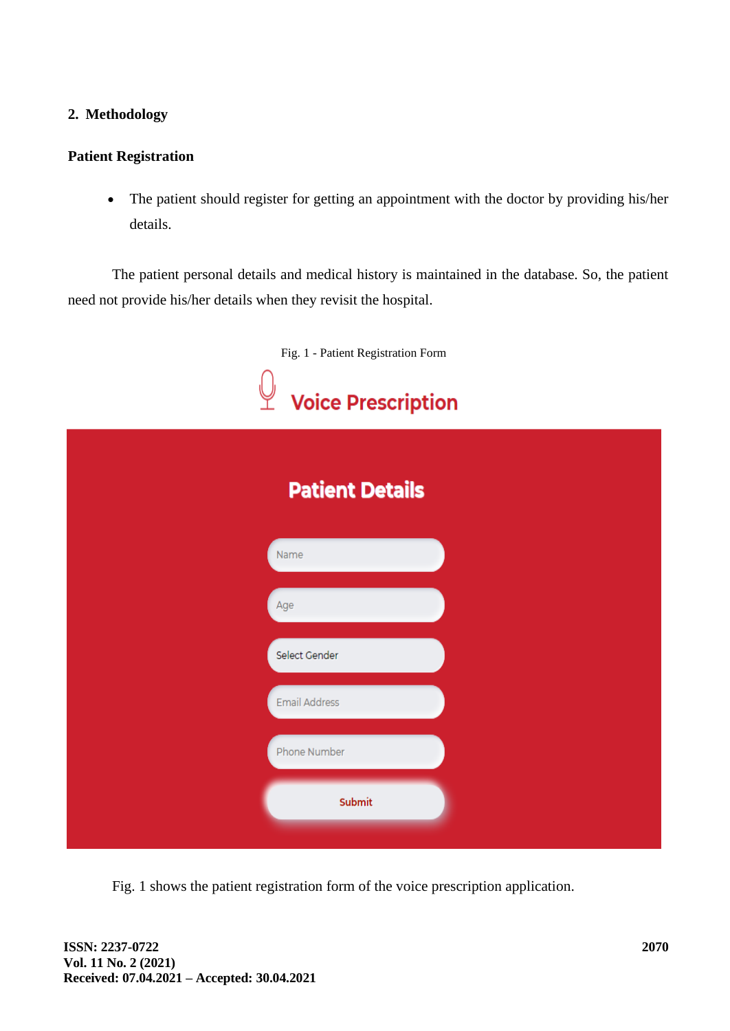## 2. Methodology

**Patient Registration**

- The patient should register for getting an appointment with the doctor by providing his/her details.

The patient personal details and medical history is maintained in the database. So, the patient need not provide his/her details when they revisit the hospital.

Fig. 1 - Patient Registration Form

Fig. 1 shows the patient registration form of the voice prescription application.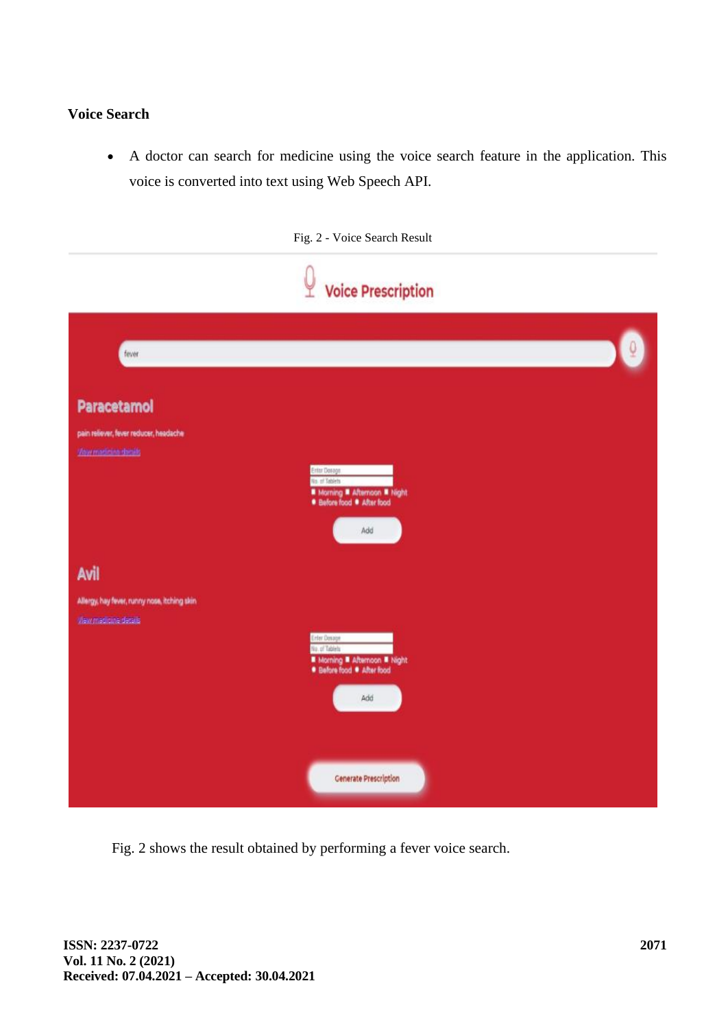**Voice Search**

- A doctor can search for medicine using the voice search feature in the application. This voice is converted into text using Web Speech API.

Fig. 2 - Voice Search Result

Fig. 2 shows the result obtained by performing a fever voice search.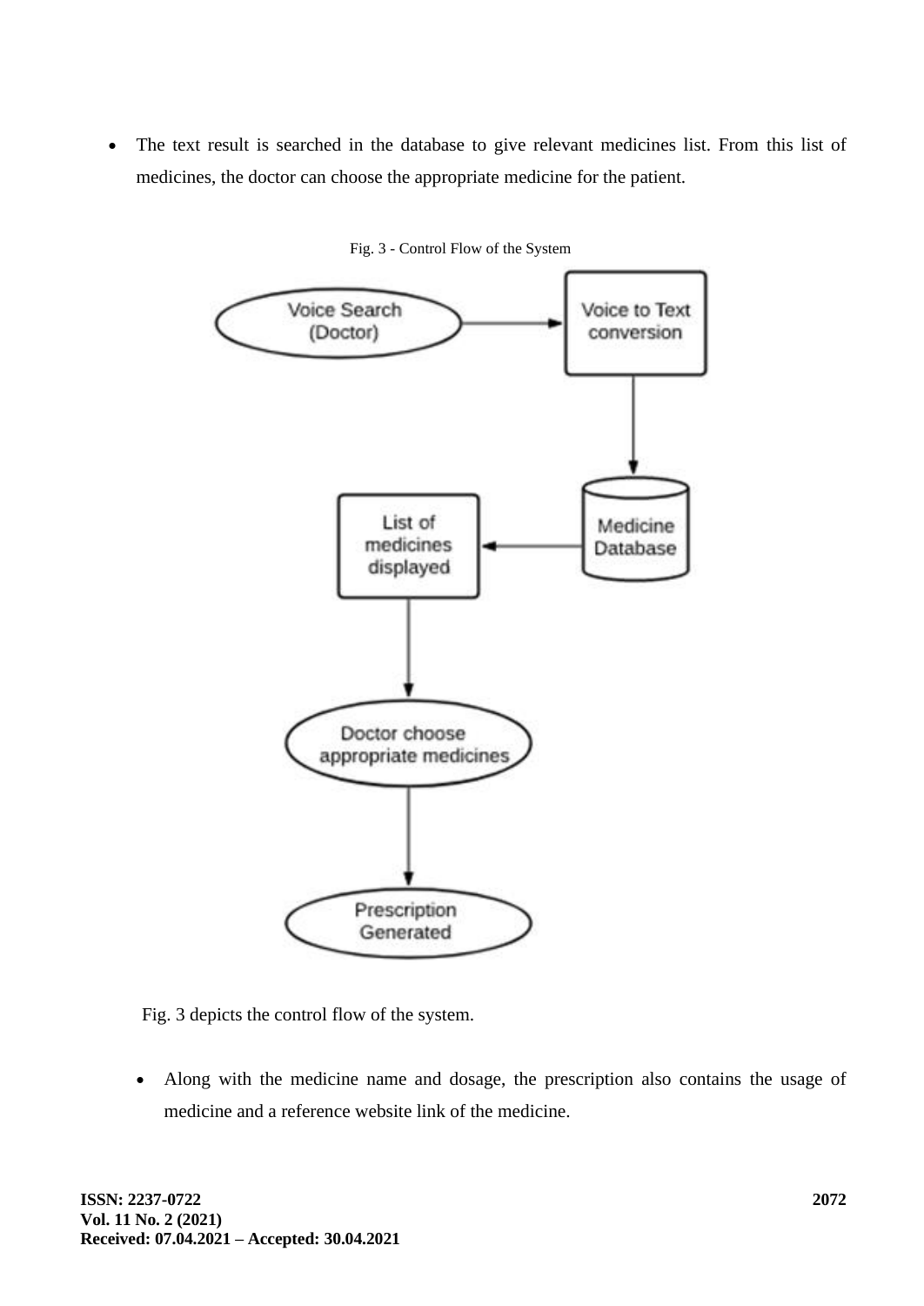- The text result is searched in the database to give relevant medicines list. From this list of medicines, the doctor can choose the appropriate medicine for the patient.

Fig. 3 - Control Flow of the System

Fig. 3 depicts the control flow of the system.

- Along with the medicine name and dosage, the prescription also contains the usage of medicine and a reference website link of the medicine.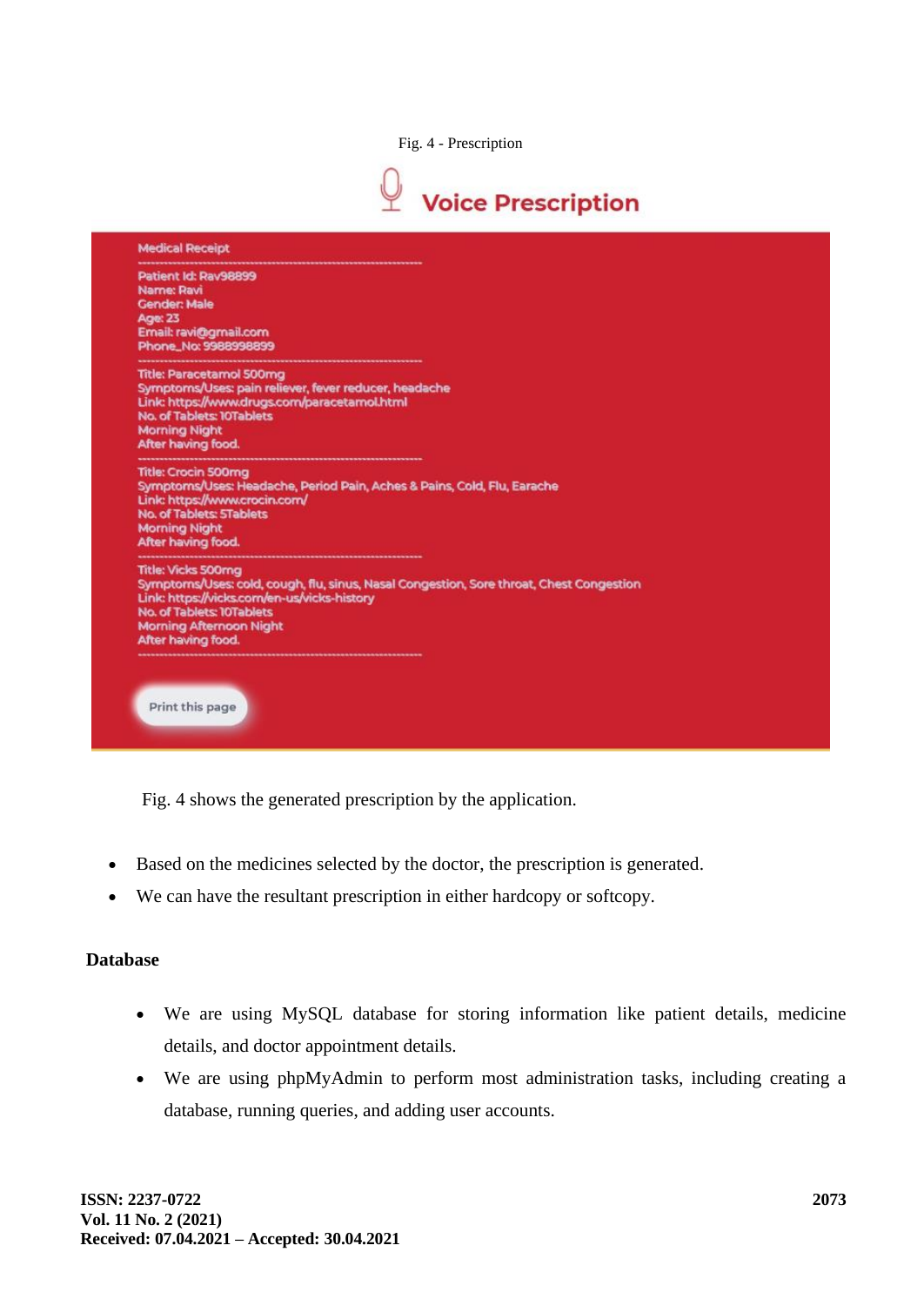Fig. 4 - Prescription

Voice Prescription

Medical Receipt

Patient Id: Rav98899
Name: Ravi
Gender: Male
Age: 23
Email: ravi@gmail.com
Phone_No: 9988998899

Title: Paracetamol 500mg
Symptoms/Uses: pain reliever, fever reducer, headache
Link: https://www.drugs.com/paracetamol.html
No. of Tablets: 10Tablets
Morning Night
After having food.

Title: Crocin 500mg
Symptoms/Uses: Headache, Period Pain, Aches & Pains, Cold, Flu, Earache
Link: https://www.crocin.com/
No. of Tablets: 5Tablets
Morning Night
After having food.

Title: Vicks 500mg
Symptoms/Uses: cold, cough, flu, sinus, Nasal Congestion, Sore throat, Chest Congestion
Link: https://vicks.com/en-us/vicks-history
No. of Tablets: 10Tablets
Morning Afternoon Night
After having food.

Print this page

Fig. 4 shows the generated prescription by the application.

- Based on the medicines selected by the doctor, the prescription is generated.
- We can have the resultant prescription in either hardcopy or softcopy.

**Database**

- We are using MySQL database for storing information like patient details, medicine details, and doctor appointment details.
- We are using phpMyAdmin to perform most administration tasks, including creating a database, running queries, and adding user accounts.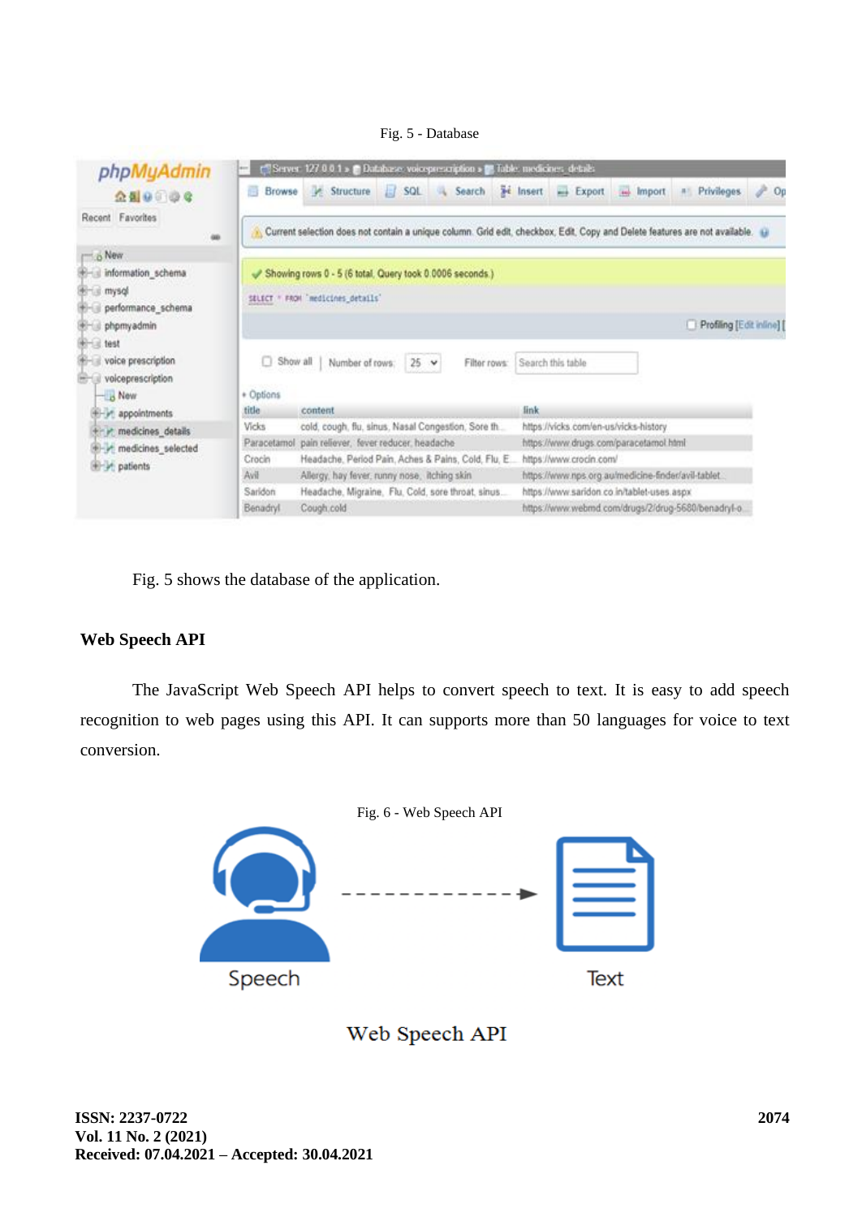Fig. 5 - Database

Fig. 5 shows the database of the application.

**Web Speech API**

The JavaScript Web Speech API helps to convert speech to text. It is easy to add speech recognition to web pages using this API. It can supports more than 50 languages for voice to text conversion.

Fig. 6 - Web Speech API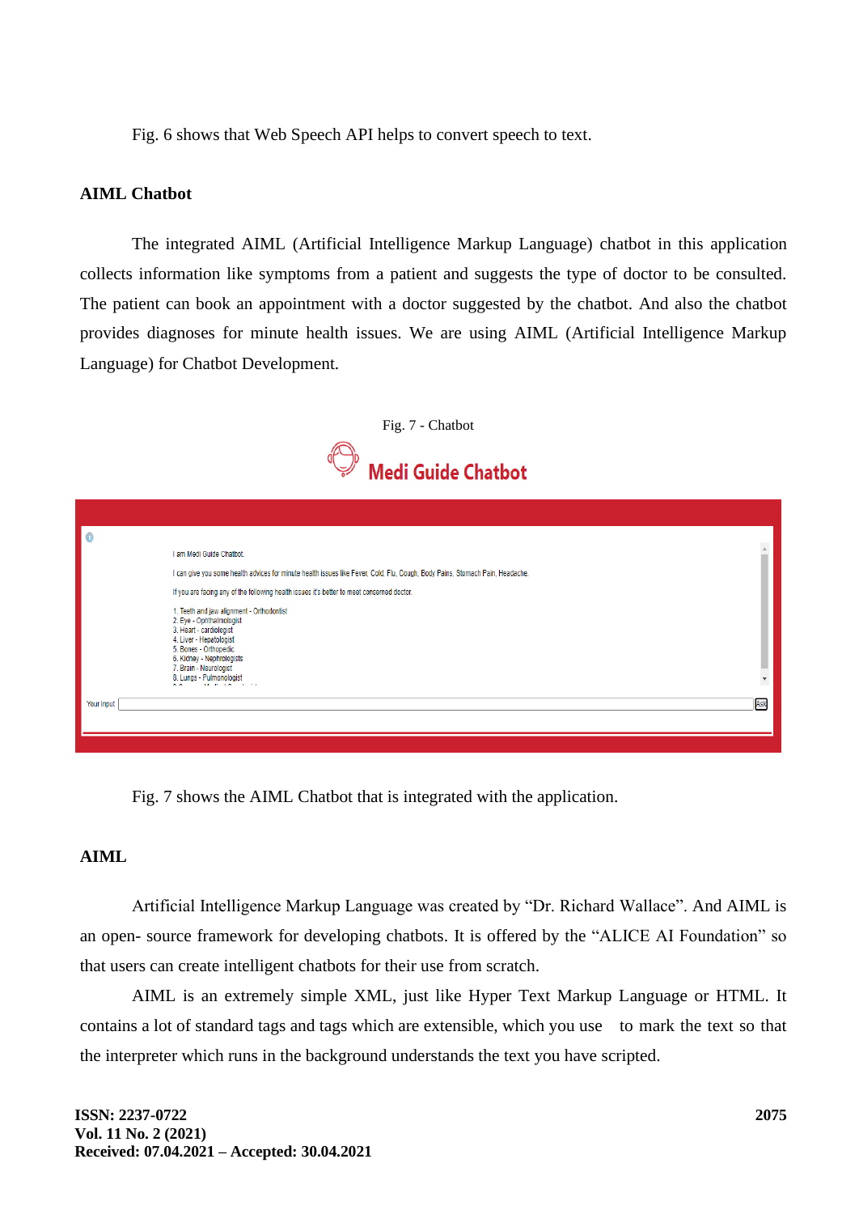Fig. 6 shows that Web Speech API helps to convert speech to text.

## AIML Chatbot

The integrated AIML (Artificial Intelligence Markup Language) chatbot in this application collects information like symptoms from a patient and suggests the type of doctor to be consulted. The patient can book an appointment with a doctor suggested by the chatbot. And also the chatbot provides diagnoses for minute health issues. We are using AIML (Artificial Intelligence Markup Language) for Chatbot Development.

Fig. 7 - Chatbot

Fig. 7 shows the AIML Chatbot that is integrated with the application.

## AIML

Artificial Intelligence Markup Language was created by "Dr. Richard Wallace". And AIML is an open- source framework for developing chatbots. It is offered by the "ALICE AI Foundation" so that users can create intelligent chatbots for their use from scratch.

AIML is an extremely simple XML, just like Hyper Text Markup Language or HTML. It contains a lot of standard tags and tags which are extensible, which you use to mark the text so that the interpreter which runs in the background understands the text you have scripted.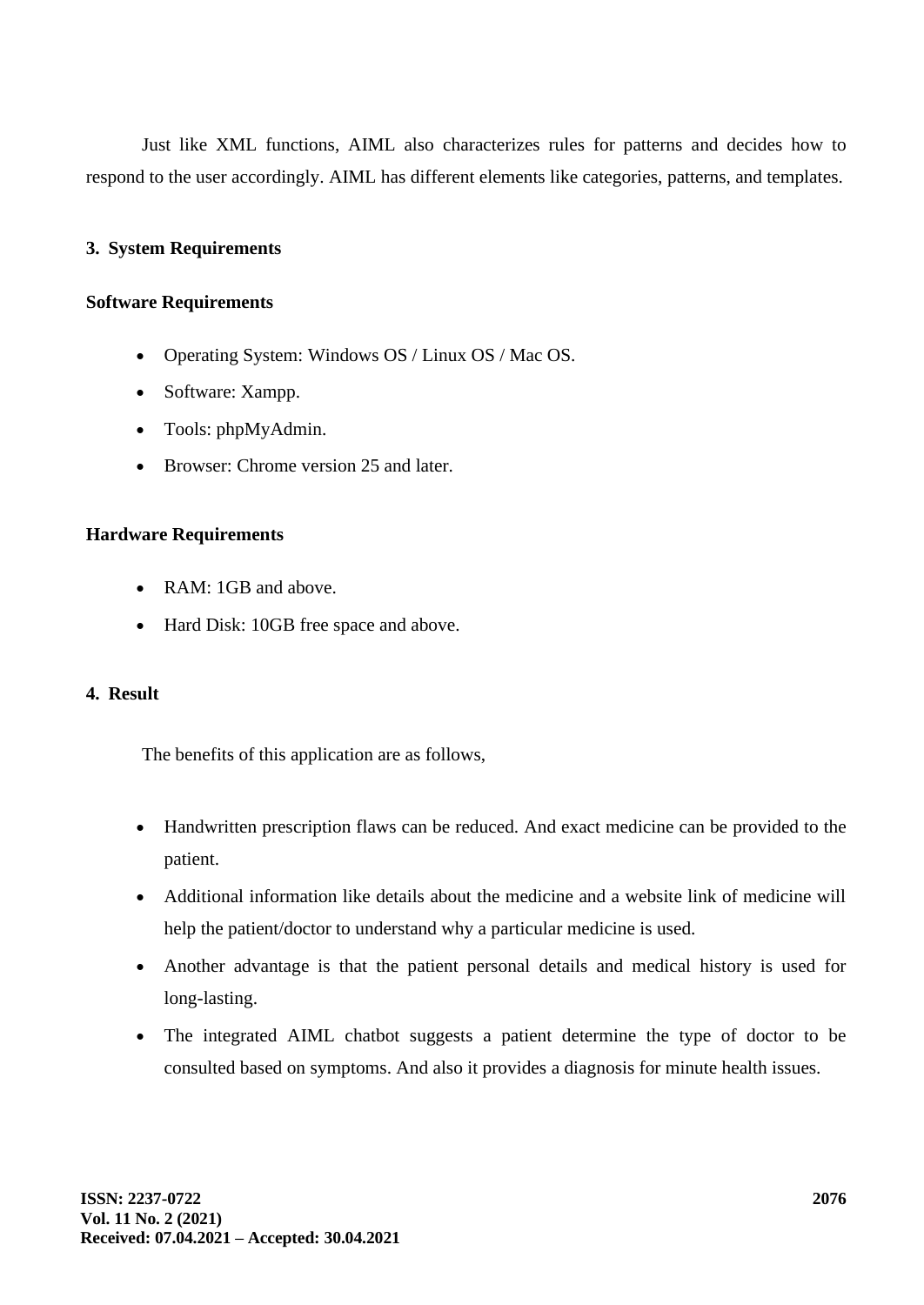Just like XML functions, AIML also characterizes rules for patterns and decides how to respond to the user accordingly. AIML has different elements like categories, patterns, and templates.

## 3. System Requirements

### Software Requirements

- Operating System: Windows OS / Linux OS / Mac OS.
- Software: Xampp.
- Tools: phpMyAdmin.
- Browser: Chrome version 25 and later.

### Hardware Requirements

- RAM: 1GB and above.
- Hard Disk: 10GB free space and above.

## 4. Result

The benefits of this application are as follows,

- Handwritten prescription flaws can be reduced. And exact medicine can be provided to the patient.
- Additional information like details about the medicine and a website link of medicine will help the patient/doctor to understand why a particular medicine is used.
- Another advantage is that the patient personal details and medical history is used for long-lasting.
- The integrated AIML chatbot suggests a patient determine the type of doctor to be consulted based on symptoms. And also it provides a diagnosis for minute health issues.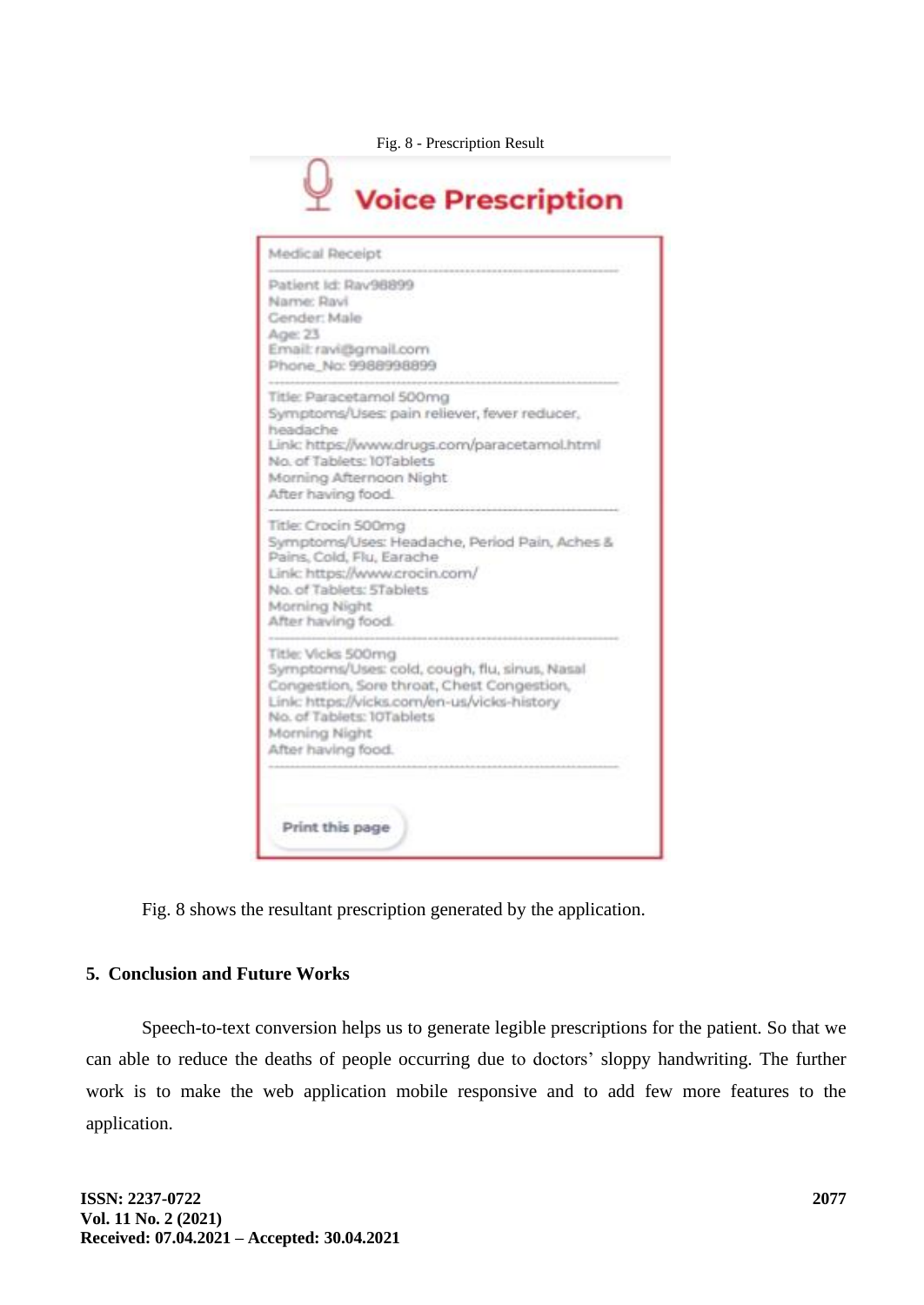Fig. 8 - Prescription Result

Fig. 8 shows the resultant prescription generated by the application.

## 5. Conclusion and Future Works

Speech-to-text conversion helps us to generate legible prescriptions for the patient. So that we can able to reduce the deaths of people occurring due to doctors' sloppy handwriting. The further work is to make the web application mobile responsive and to add few more features to the application.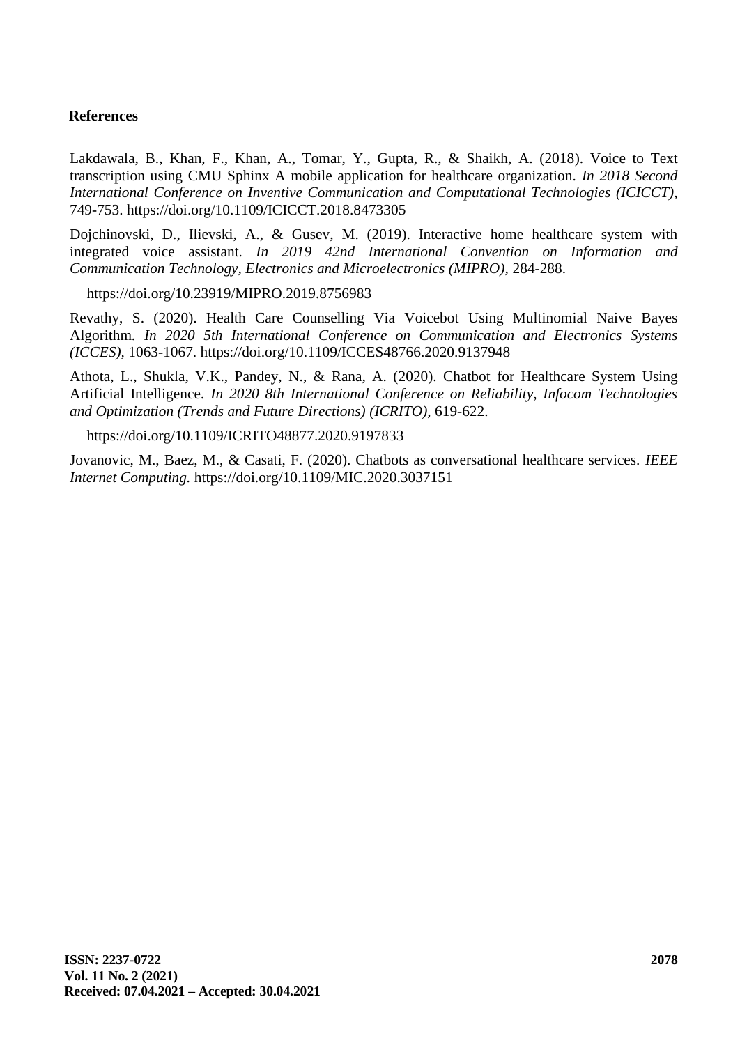**References**

Lakdawala, B., Khan, F., Khan, A., Tomar, Y., Gupta, R., & Shaikh, A. (2018). Voice to Text transcription using CMU Sphinx A mobile application for healthcare organization. *In 2018 Second International Conference on Inventive Communication and Computational Technologies (ICICCT)*, 749-753. https://doi.org/10.1109/ICICCT.2018.8473305

Dojchinovski, D., Ilievski, A., & Gusev, M. (2019). Interactive home healthcare system with integrated voice assistant. *In 2019 42nd International Convention on Information and Communication Technology, Electronics and Microelectronics (MIPRO)*, 284-288.

https://doi.org/10.23919/MIPRO.2019.8756983

Revathy, S. (2020). Health Care Counselling Via Voicebot Using Multinomial Naive Bayes Algorithm. *In 2020 5th International Conference on Communication and Electronics Systems (ICCES)*, 1063-1067. https://doi.org/10.1109/ICCES48766.2020.9137948

Athota, L., Shukla, V.K., Pandey, N., & Rana, A. (2020). Chatbot for Healthcare System Using Artificial Intelligence. *In 2020 8th International Conference on Reliability, Infocom Technologies and Optimization (Trends and Future Directions) (ICRITO)*, 619-622.

https://doi.org/10.1109/ICRITO48877.2020.9197833

Jovanovic, M., Baez, M., & Casati, F. (2020). Chatbots as conversational healthcare services. *IEEE Internet Computing.* https://doi.org/10.1109/MIC.2020.3037151